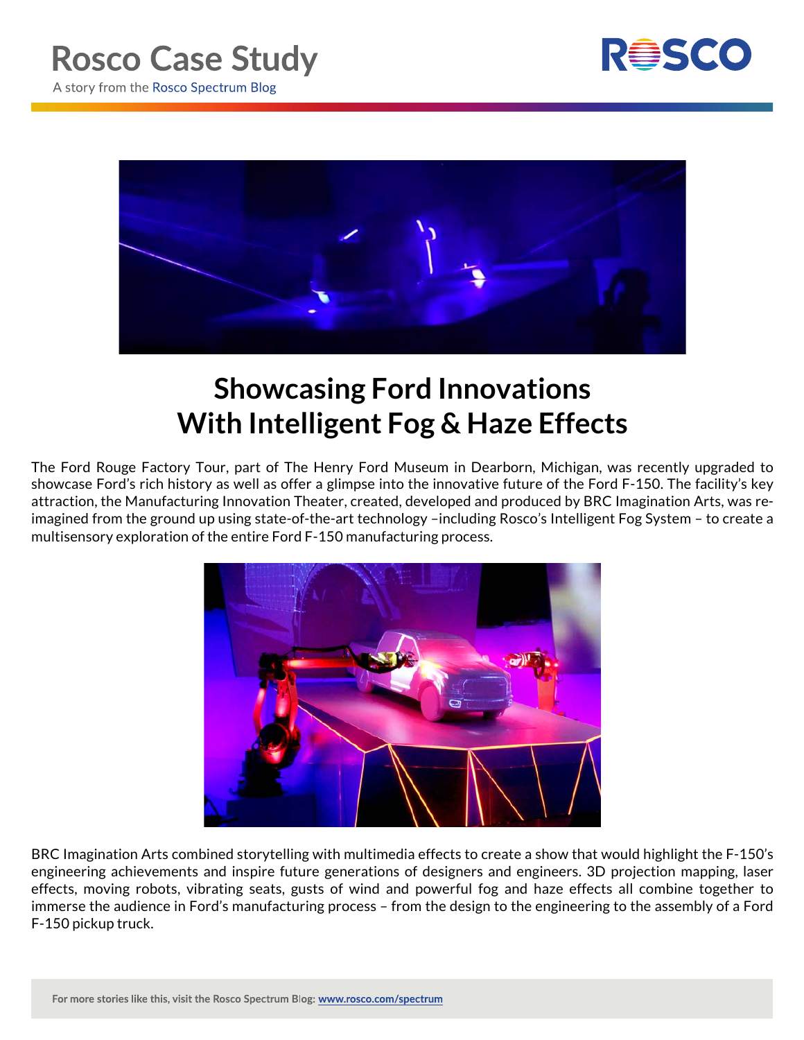# Rosco Case Study

A story from the Rosco Spectrum Blog

## Showcasing Ford Innovations With Intelligent Fog & Haze Effects

The Ford Rouge Factory Tour, part of The Henry Ford Museum in Dearborn, Michigan, was recently upgraded to showcase Ford's rich history as well as offer a glimpse into the innovative future of the Ford F-150. The facility's key attraction, the Manufacturing Innovation Theater, created, developed and produced by BRC Imagination Arts, was re-imagined from the ground up using state-of-the-art technology –including Rosco's Intelligent Fog System – to create a multisensory exploration of the entire Ford F-150 manufacturing process.

BRC Imagination Arts combined storytelling with multimedia effects to create a show that would highlight the F-150's engineering achievements and inspire future generations of designers and engineers. 3D projection mapping, laser effects, moving robots, vibrating seats, gusts of wind and powerful fog and haze effects all combine together to immerse the audience in Ford's manufacturing process – from the design to the engineering to the assembly of a Ford F-150 pickup truck.

For more stories like this, visit the Rosco Spectrum Blog: www.rosco.com/spectrum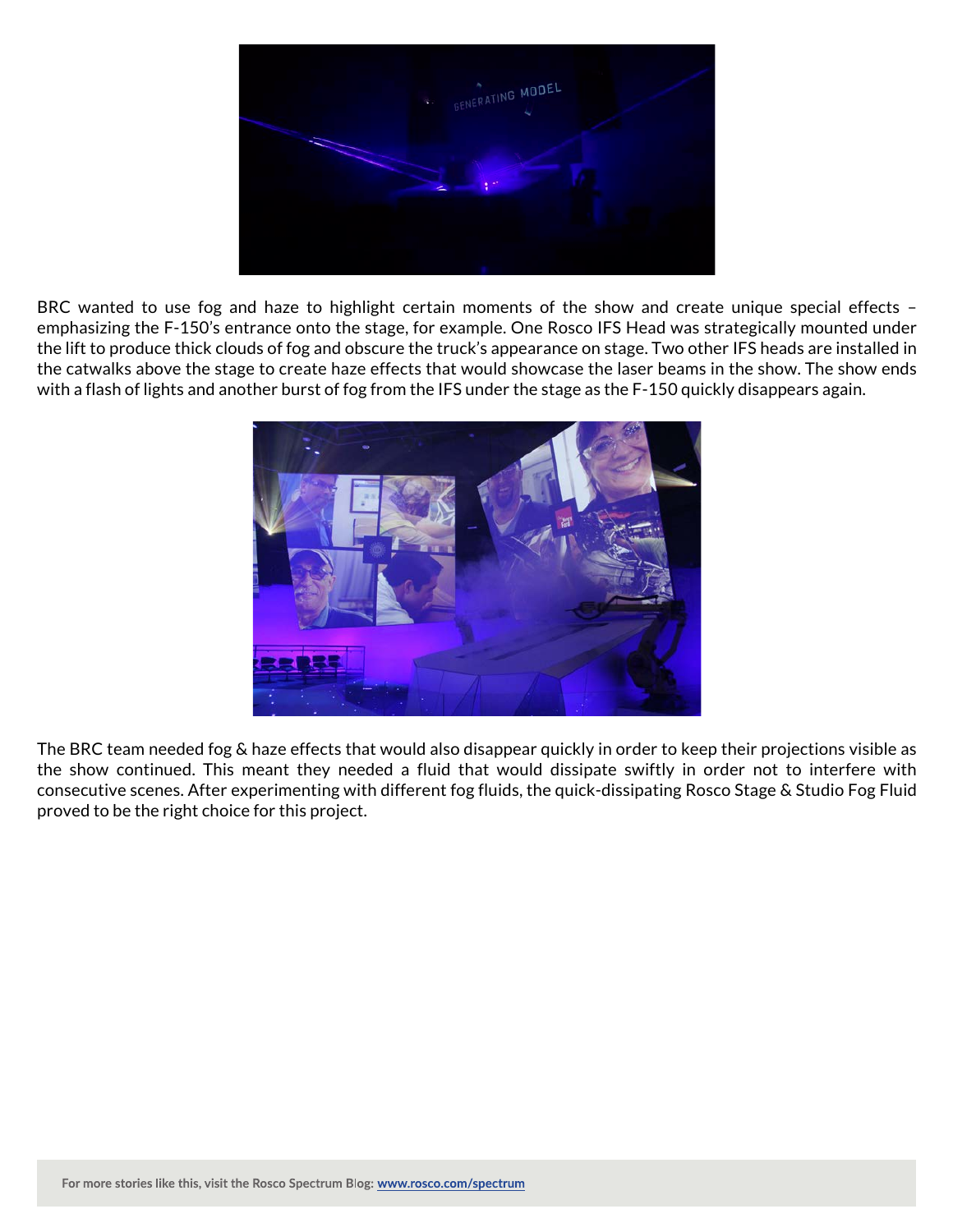BRC wanted to use fog and haze to highlight certain moments of the show and create unique special effects – emphasizing the F-150's entrance onto the stage, for example. One Rosco IFS Head was strategically mounted under the lift to produce thick clouds of fog and obscure the truck's appearance on stage. Two other IFS heads are installed in the catwalks above the stage to create haze effects that would showcase the laser beams in the show. The show ends with a flash of lights and another burst of fog from the IFS under the stage as the F-150 quickly disappears again.

The BRC team needed fog & haze effects that would also disappear quickly in order to keep their projections visible as the show continued. This meant they needed a fluid that would dissipate swiftly in order not to interfere with consecutive scenes. After experimenting with different fog fluids, the quick-dissipating Rosco Stage & Studio Fog Fluid proved to be the right choice for this project.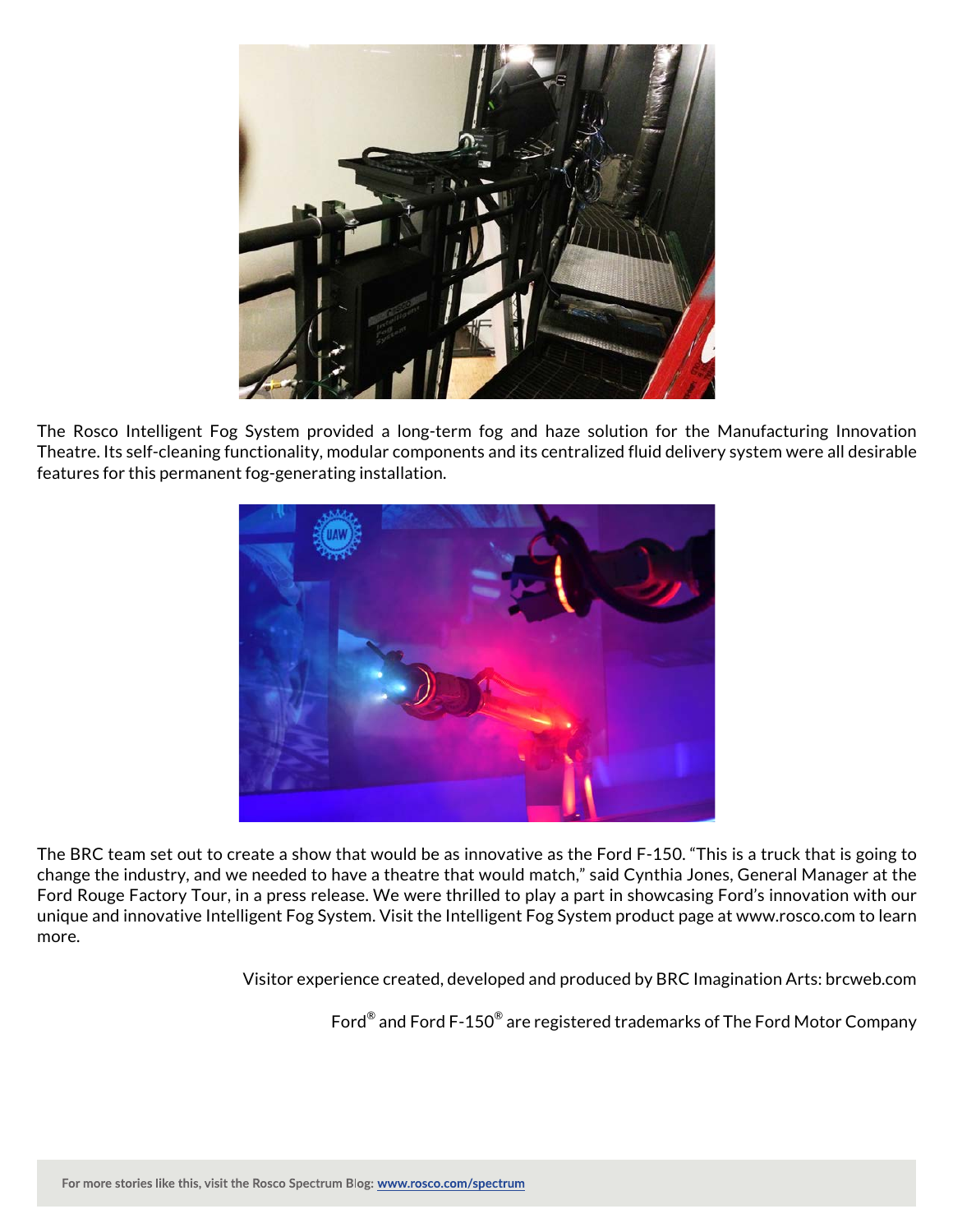The Rosco Intelligent Fog System provided a long-term fog and haze solution for the Manufacturing Innovation Theatre. Its self-cleaning functionality, modular components and its centralized fluid delivery system were all desirable features for this permanent fog-generating installation.

The BRC team set out to create a show that would be as innovative as the Ford F-150. "This is a truck that is going to change the industry, and we needed to have a theatre that would match," said Cynthia Jones, General Manager at the Ford Rouge Factory Tour, in a press release. We were thrilled to play a part in showcasing Ford's innovation with our unique and innovative Intelligent Fog System. Visit the Intelligent Fog System product page at www.rosco.com to learn more.

Visitor experience created, developed and produced by BRC Imagination Arts: brcweb.com

Ford® and Ford F-150® are registered trademarks of The Ford Motor Company

For more stories like this, visit the Rosco Spectrum Blog: [www.rosco.com/spectrum](www.rosco.com/spectrum)